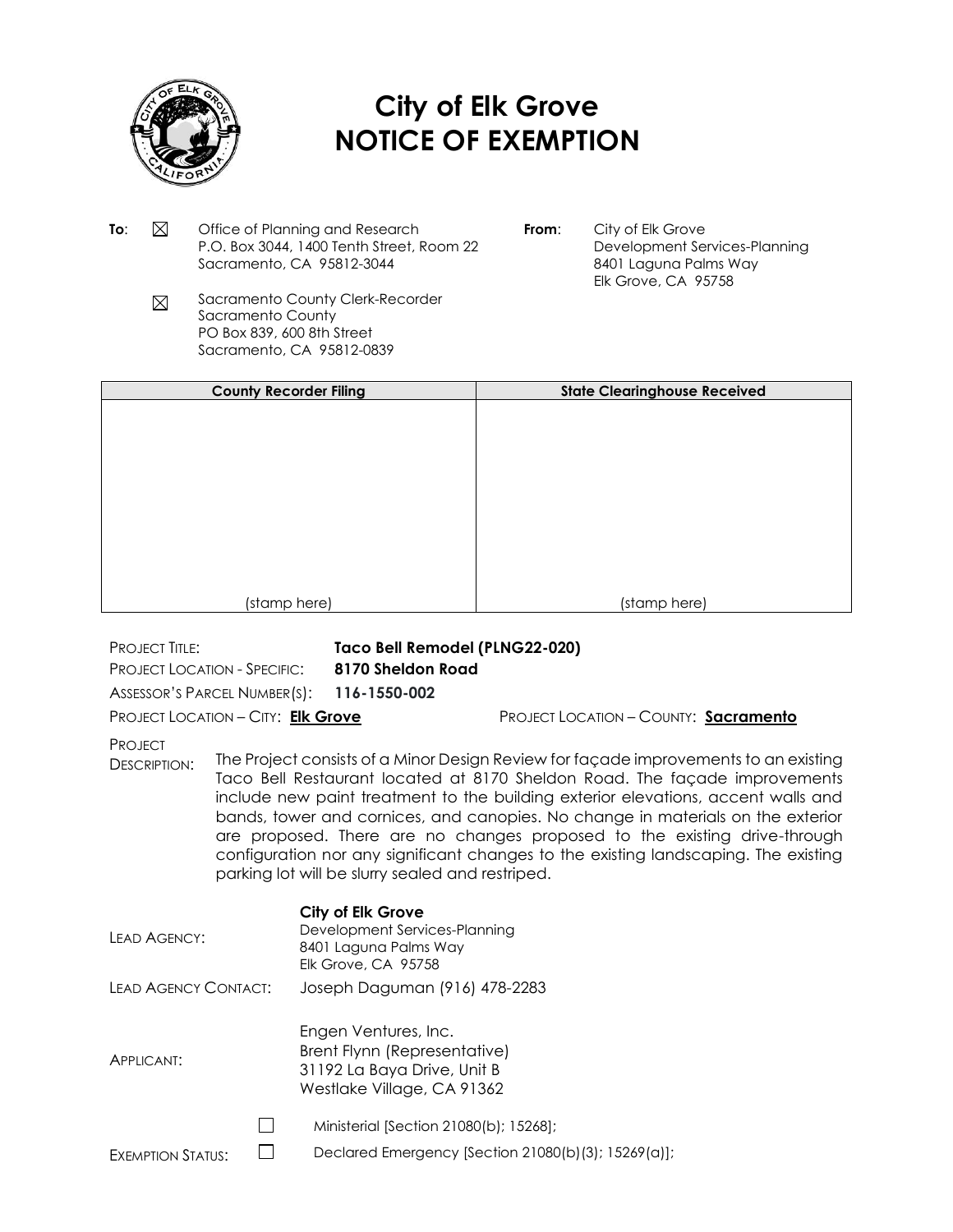# City of Elk Grove
# NOTICE OF EXEMPTION

**To**:

☒ Office of Planning and Research
P.O. Box 3044, 1400 Tenth Street, Room 22
Sacramento, CA 95812-3044

☒ Sacramento County Clerk-Recorder
Sacramento County
PO Box 839, 600 8th Street
Sacramento, CA 95812-0839

**From**:

City of Elk Grove
Development Services-Planning
8401 Laguna Palms Way
Elk Grove, CA 95758

| County Recorder Filing | State Clearinghouse Received |
| --- | --- |
| (stamp here) | (stamp here) |

PROJECT TITLE: **Taco Bell Remodel (PLNG22-020)**

PROJECT LOCATION - SPECIFIC: **8170 Sheldon Road**

ASSESSOR'S PARCEL NUMBER(S): **116-1550-002**

PROJECT LOCATION – CITY: **Elk Grove**

PROJECT LOCATION – COUNTY: **Sacramento**

PROJECT DESCRIPTION: The Project consists of a Minor Design Review for façade improvements to an existing Taco Bell Restaurant located at 8170 Sheldon Road. The façade improvements include new paint treatment to the building exterior elevations, accent walls and bands, tower and cornices, and canopies. No change in materials on the exterior are proposed. There are no changes proposed to the existing drive-through configuration nor any significant changes to the existing landscaping. The existing parking lot will be slurry sealed and restriped.

LEAD AGENCY:
**City of Elk Grove**
Development Services-Planning
8401 Laguna Palms Way
Elk Grove, CA 95758

LEAD AGENCY CONTACT: Joseph Daguman (916) 478-2283

APPLICANT:
Engen Ventures, Inc.
Brent Flynn (Representative)
31192 La Baya Drive, Unit B
Westlake Village, CA 91362

EXEMPTION STATUS:

☐ Ministerial [Section 21080(b); 15268];

☐ Declared Emergency [Section 21080(b)(3); 15269(a)];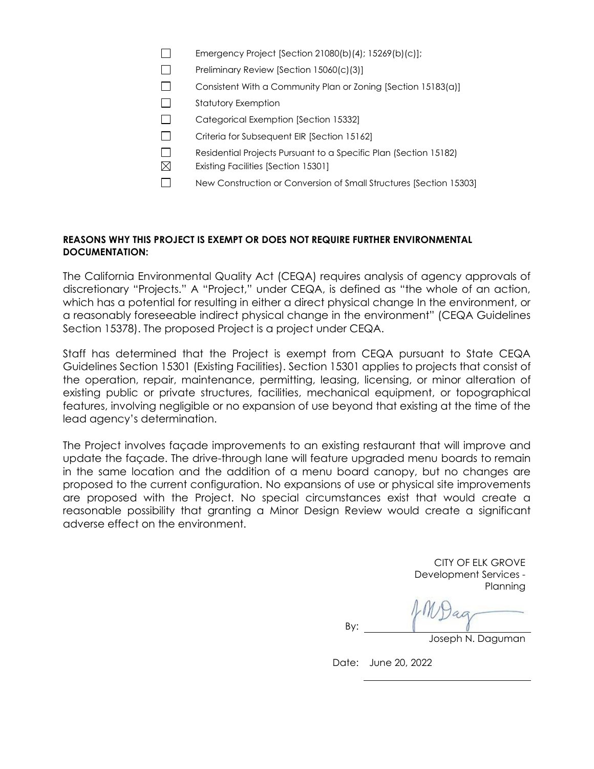- ☐ Emergency Project [Section 21080(b)(4); 15269(b)(c)];
- ☐ Preliminary Review [Section 15060(c)(3)]
- ☐ Consistent With a Community Plan or Zoning [Section 15183(a)]
- ☐ Statutory Exemption
- ☐ Categorical Exemption [Section 15332]
- ☐ Criteria for Subsequent EIR [Section 15162]
- ☐ Residential Projects Pursuant to a Specific Plan (Section 15182)
- ☒ Existing Facilities [Section 15301]
- ☐ New Construction or Conversion of Small Structures [Section 15303]

**REASONS WHY THIS PROJECT IS EXEMPT OR DOES NOT REQUIRE FURTHER ENVIRONMENTAL DOCUMENTATION:**

The California Environmental Quality Act (CEQA) requires analysis of agency approvals of discretionary "Projects." A "Project," under CEQA, is defined as "the whole of an action, which has a potential for resulting in either a direct physical change In the environment, or a reasonably foreseeable indirect physical change in the environment" (CEQA Guidelines Section 15378). The proposed Project is a project under CEQA.

Staff has determined that the Project is exempt from CEQA pursuant to State CEQA Guidelines Section 15301 (Existing Facilities). Section 15301 applies to projects that consist of the operation, repair, maintenance, permitting, leasing, licensing, or minor alteration of existing public or private structures, facilities, mechanical equipment, or topographical features, involving negligible or no expansion of use beyond that existing at the time of the lead agency's determination.

The Project involves façade improvements to an existing restaurant that will improve and update the façade. The drive-through lane will feature upgraded menu boards to remain in the same location and the addition of a menu board canopy, but no changes are proposed to the current configuration. No expansions of use or physical site improvements are proposed with the Project. No special circumstances exist that would create a reasonable possibility that granting a Minor Design Review would create a significant adverse effect on the environment.

CITY OF ELK GROVE
Development Services - Planning

By: ______________________
Joseph N. Daguman

Date: June 20, 2022